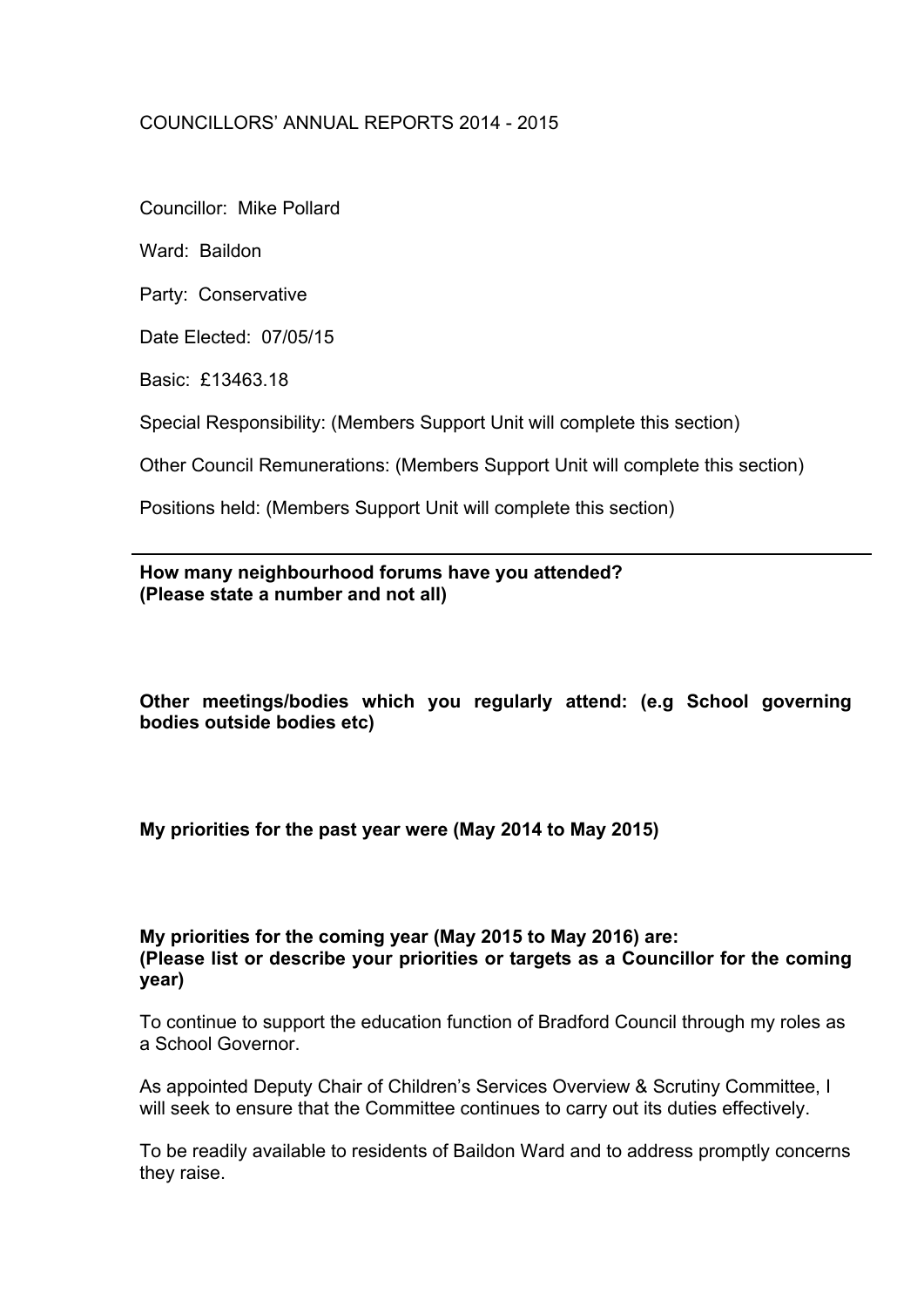COUNCILLORS' ANNUAL REPORTS 2014 - 2015

Councillor: Mike Pollard

Ward: Baildon

Party: Conservative

Date Elected: 07/05/15

Basic: £13463.18

Special Responsibility: (Members Support Unit will complete this section)

Other Council Remunerations: (Members Support Unit will complete this section)

Positions held: (Members Support Unit will complete this section)

---

**How many neighbourhood forums have you attended? (Please state a number and not all)**

**Other meetings/bodies which you regularly attend: (e.g School governing bodies outside bodies etc)**

**My priorities for the past year were (May 2014 to May 2015)**

**My priorities for the coming year (May 2015 to May 2016) are: (Please list or describe your priorities or targets as a Councillor for the coming year)**

To continue to support the education function of Bradford Council through my roles as a School Governor.

As appointed Deputy Chair of Children's Services Overview & Scrutiny Committee, I will seek to ensure that the Committee continues to carry out its duties effectively.

To be readily available to residents of Baildon Ward and to address promptly concerns they raise.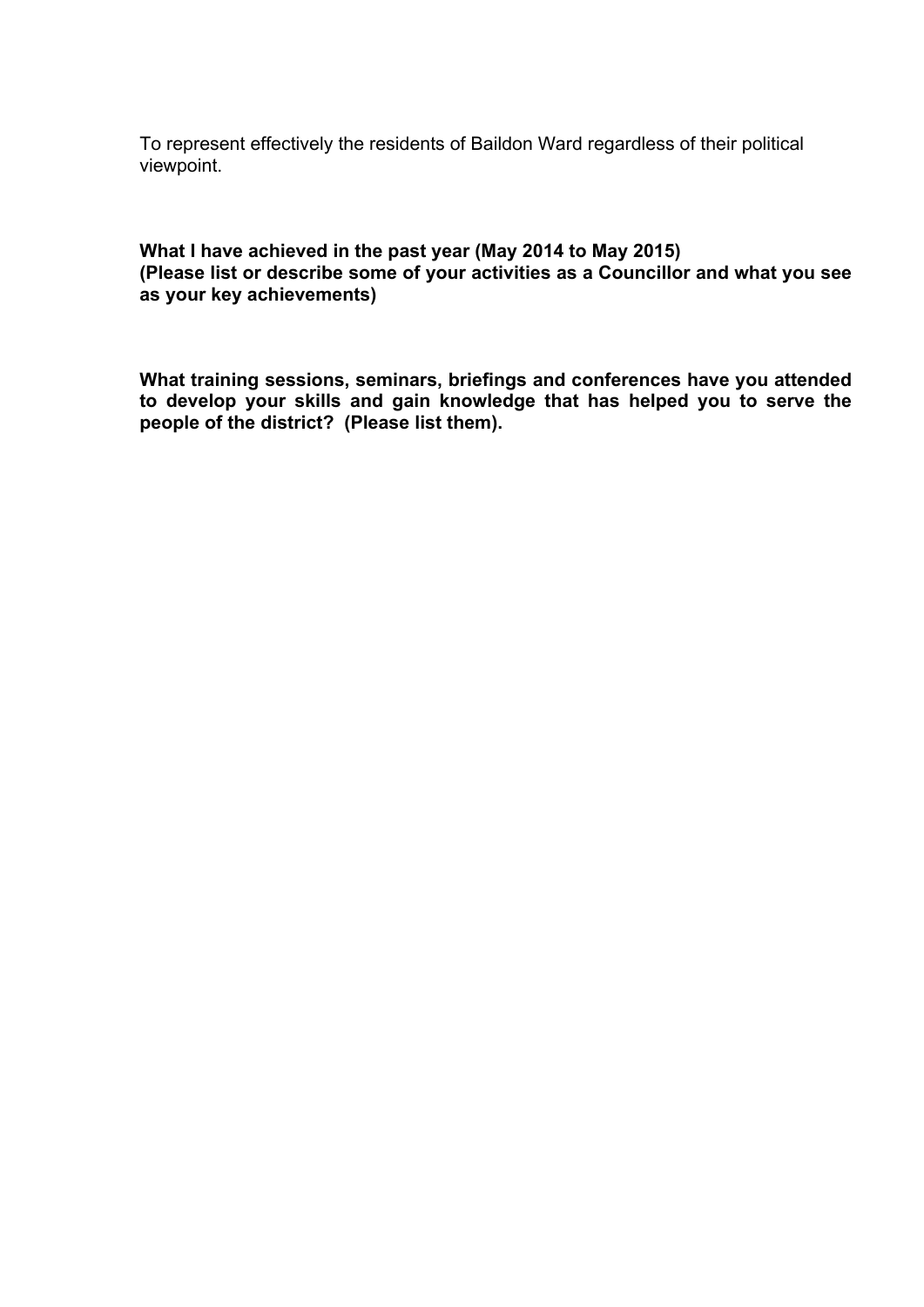To represent effectively the residents of Baildon Ward regardless of their political viewpoint.

**What I have achieved in the past year (May 2014 to May 2015)**
**(Please list or describe some of your activities as a Councillor and what you see as your key achievements)**

**What training sessions, seminars, briefings and conferences have you attended to develop your skills and gain knowledge that has helped you to serve the people of the district? (Please list them).**